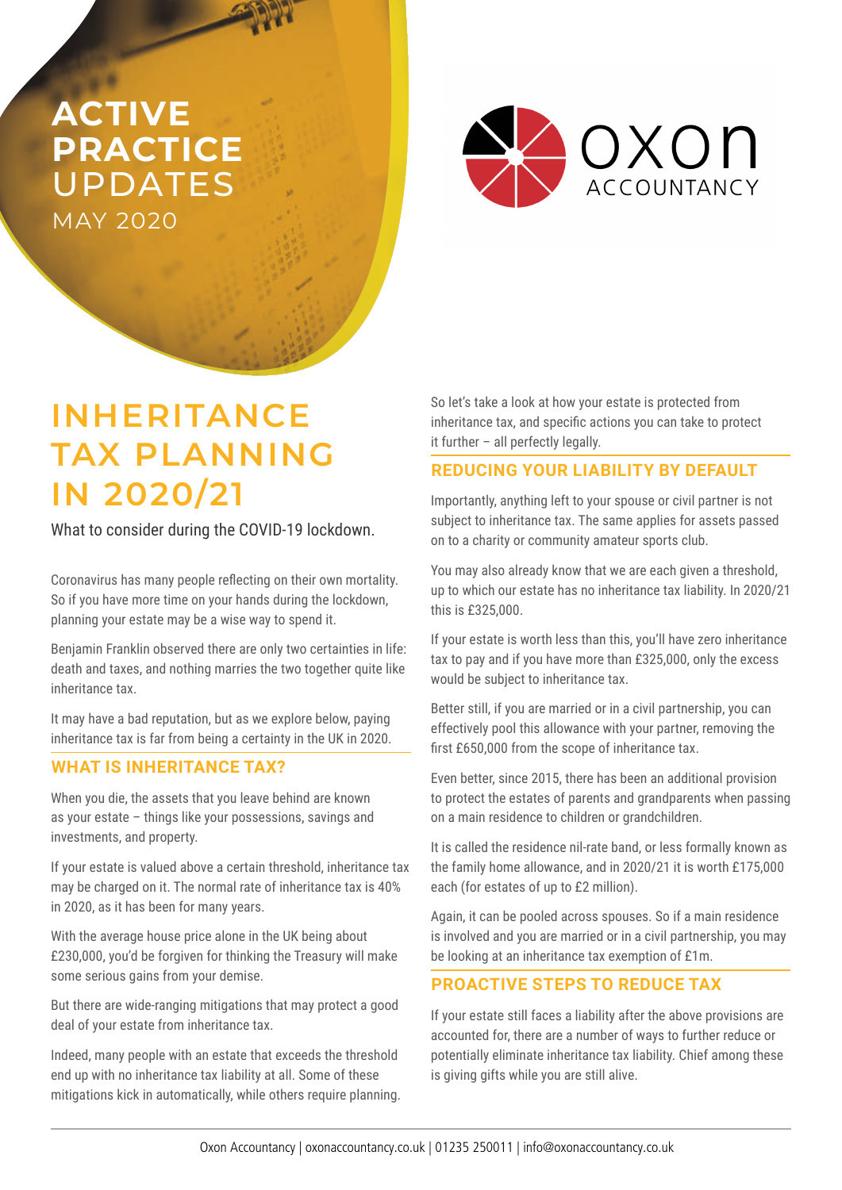# ACTIVE PRACTICE UPDATES

MAY 2020

OXON ACCOUNTANCY

# INHERITANCE TAX PLANNING IN 2020/21

What to consider during the COVID-19 lockdown.

Coronavirus has many people reflecting on their own mortality. So if you have more time on your hands during the lockdown, planning your estate may be a wise way to spend it.

Benjamin Franklin observed there are only two certainties in life: death and taxes, and nothing marries the two together quite like inheritance tax.

It may have a bad reputation, but as we explore below, paying inheritance tax is far from being a certainty in the UK in 2020.

## WHAT IS INHERITANCE TAX?

When you die, the assets that you leave behind are known as your estate – things like your possessions, savings and investments, and property.

If your estate is valued above a certain threshold, inheritance tax may be charged on it. The normal rate of inheritance tax is 40% in 2020, as it has been for many years.

With the average house price alone in the UK being about £230,000, you'd be forgiven for thinking the Treasury will make some serious gains from your demise.

But there are wide-ranging mitigations that may protect a good deal of your estate from inheritance tax.

Indeed, many people with an estate that exceeds the threshold end up with no inheritance tax liability at all. Some of these mitigations kick in automatically, while others require planning.

So let's take a look at how your estate is protected from inheritance tax, and specific actions you can take to protect it further – all perfectly legally.

## REDUCING YOUR LIABILITY BY DEFAULT

Importantly, anything left to your spouse or civil partner is not subject to inheritance tax. The same applies for assets passed on to a charity or community amateur sports club.

You may also already know that we are each given a threshold, up to which our estate has no inheritance tax liability. In 2020/21 this is £325,000.

If your estate is worth less than this, you'll have zero inheritance tax to pay and if you have more than £325,000, only the excess would be subject to inheritance tax.

Better still, if you are married or in a civil partnership, you can effectively pool this allowance with your partner, removing the first £650,000 from the scope of inheritance tax.

Even better, since 2015, there has been an additional provision to protect the estates of parents and grandparents when passing on a main residence to children or grandchildren.

It is called the residence nil-rate band, or less formally known as the family home allowance, and in 2020/21 it is worth £175,000 each (for estates of up to £2 million).

Again, it can be pooled across spouses. So if a main residence is involved and you are married or in a civil partnership, you may be looking at an inheritance tax exemption of £1m.

## PROACTIVE STEPS TO REDUCE TAX

If your estate still faces a liability after the above provisions are accounted for, there are a number of ways to further reduce or potentially eliminate inheritance tax liability. Chief among these is giving gifts while you are still alive.

Oxon Accountancy | oxonaccountancy.co.uk | 01235 250011 | info@oxonaccountancy.co.uk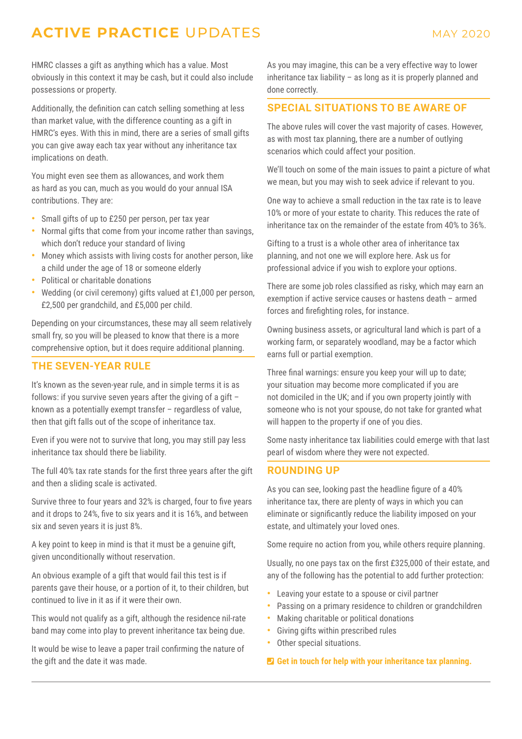HMRC classes a gift as anything which has a value. Most obviously in this context it may be cash, but it could also include possessions or property.

Additionally, the definition can catch selling something at less than market value, with the difference counting as a gift in HMRC's eyes. With this in mind, there are a series of small gifts you can give away each tax year without any inheritance tax implications on death.

You might even see them as allowances, and work them as hard as you can, much as you would do your annual ISA contributions. They are:

- Small gifts of up to £250 per person, per tax year
- Normal gifts that come from your income rather than savings, which don't reduce your standard of living
- Money which assists with living costs for another person, like a child under the age of 18 or someone elderly
- Political or charitable donations
- Wedding (or civil ceremony) gifts valued at £1,000 per person, £2,500 per grandchild, and £5,000 per child.

Depending on your circumstances, these may all seem relatively small fry, so you will be pleased to know that there is a more comprehensive option, but it does require additional planning.

## THE SEVEN-YEAR RULE

It's known as the seven-year rule, and in simple terms it is as follows: if you survive seven years after the giving of a gift – known as a potentially exempt transfer – regardless of value, then that gift falls out of the scope of inheritance tax.

Even if you were not to survive that long, you may still pay less inheritance tax should there be liability.

The full 40% tax rate stands for the first three years after the gift and then a sliding scale is activated.

Survive three to four years and 32% is charged, four to five years and it drops to 24%, five to six years and it is 16%, and between six and seven years it is just 8%.

A key point to keep in mind is that it must be a genuine gift, given unconditionally without reservation.

An obvious example of a gift that would fail this test is if parents gave their house, or a portion of it, to their children, but continued to live in it as if it were their own.

This would not qualify as a gift, although the residence nil-rate band may come into play to prevent inheritance tax being due.

It would be wise to leave a paper trail confirming the nature of the gift and the date it was made.

As you may imagine, this can be a very effective way to lower inheritance tax liability – as long as it is properly planned and done correctly.

## SPECIAL SITUATIONS TO BE AWARE OF

The above rules will cover the vast majority of cases. However, as with most tax planning, there are a number of outlying scenarios which could affect your position.

We'll touch on some of the main issues to paint a picture of what we mean, but you may wish to seek advice if relevant to you.

One way to achieve a small reduction in the tax rate is to leave 10% or more of your estate to charity. This reduces the rate of inheritance tax on the remainder of the estate from 40% to 36%.

Gifting to a trust is a whole other area of inheritance tax planning, and not one we will explore here. Ask us for professional advice if you wish to explore your options.

There are some job roles classified as risky, which may earn an exemption if active service causes or hastens death – armed forces and firefighting roles, for instance.

Owning business assets, or agricultural land which is part of a working farm, or separately woodland, may be a factor which earns full or partial exemption.

Three final warnings: ensure you keep your will up to date; your situation may become more complicated if you are not domiciled in the UK; and if you own property jointly with someone who is not your spouse, do not take for granted what will happen to the property if one of you dies.

Some nasty inheritance tax liabilities could emerge with that last pearl of wisdom where they were not expected.

## ROUNDING UP

As you can see, looking past the headline figure of a 40% inheritance tax, there are plenty of ways in which you can eliminate or significantly reduce the liability imposed on your estate, and ultimately your loved ones.

Some require no action from you, while others require planning.

Usually, no one pays tax on the first £325,000 of their estate, and any of the following has the potential to add further protection:

- Leaving your estate to a spouse or civil partner
- Passing on a primary residence to children or grandchildren
- Making charitable or political donations
- Giving gifts within prescribed rules
- Other special situations.

**Get in touch for help with your inheritance tax planning.**